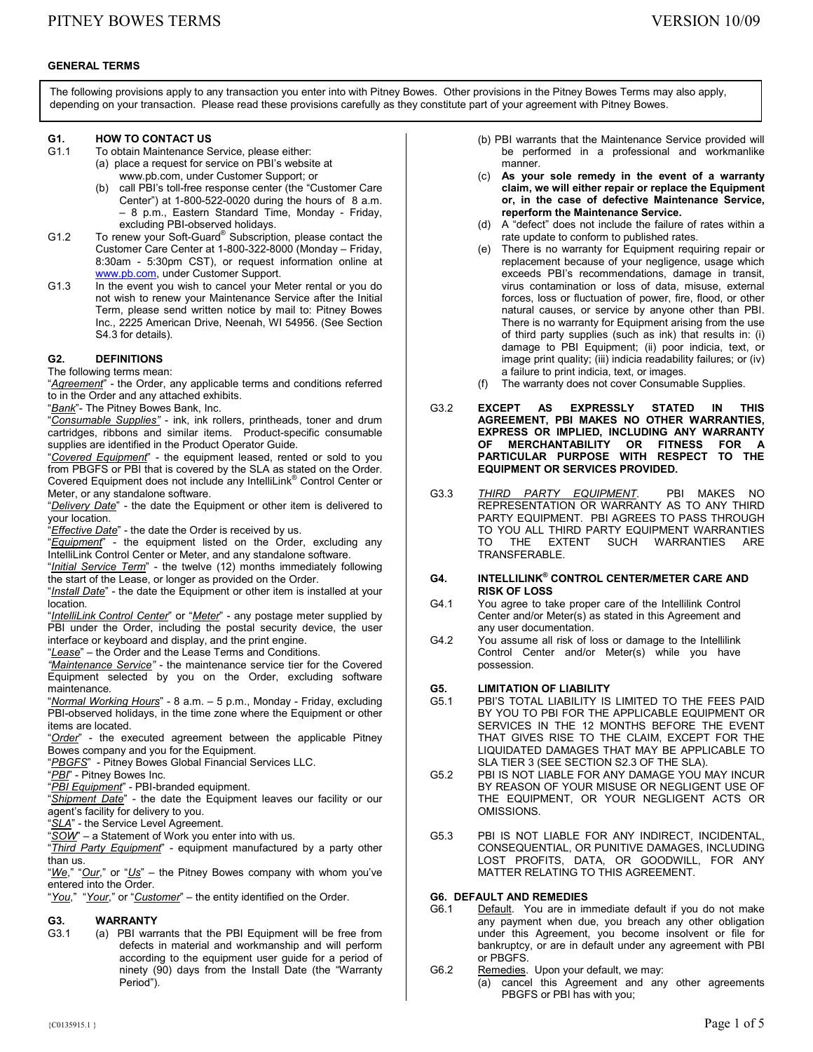## GENERAL TERMS

The following provisions apply to any transaction you enter into with Pitney Bowes. Other provisions in the Pitney Bowes Terms may also apply, depending on your transaction. Please read these provisions carefully as they constitute part of your agreement with Pitney Bowes.

### G1. HOW TO CONTACT US

G1.1 To obtain Maintenance Service, please either:

(a) place a request for service on PBI's website at www.pb.com, under Customer Support; or

(b) call PBI's toll-free response center (the "Customer Care Center") at 1-800-522-0020 during the hours of 8 a.m. – 8 p.m., Eastern Standard Time, Monday - Friday, excluding PBI-observed holidays.

G1.2 To renew your Soft-Guard® Subscription, please contact the Customer Care Center at 1-800-322-8000 (Monday – Friday, 8:30am - 5:30pm CST), or request information online at www.pb.com, under Customer Support.

G1.3 In the event you wish to cancel your Meter rental or you do not wish to renew your Maintenance Service after the Initial Term, please send written notice by mail to: Pitney Bowes Inc., 2225 American Drive, Neenah, WI 54956. (See Section S4.3 for details).

### G2. DEFINITIONS

The following terms mean:

"*Agreement*" - the Order, any applicable terms and conditions referred to in the Order and any attached exhibits.

"*Bank*"- The Pitney Bowes Bank, Inc.

"*Consumable Supplies*" - ink, ink rollers, printheads, toner and drum cartridges, ribbons and similar items. Product-specific consumable supplies are identified in the Product Operator Guide.

"*Covered Equipment*" - the equipment leased, rented or sold to you from PBGFS or PBI that is covered by the SLA as stated on the Order. Covered Equipment does not include any IntelliLink® Control Center or Meter, or any standalone software.

"*Delivery Date*" - the date the Equipment or other item is delivered to your location.

"*Effective Date*" - the date the Order is received by us.

"*Equipment*" - the equipment listed on the Order, excluding any IntelliLink Control Center or Meter, and any standalone software.

"*Initial Service Term*" - the twelve (12) months immediately following the start of the Lease, or longer as provided on the Order.

"*Install Date*" - the date the Equipment or other item is installed at your location.

"*IntelliLink Control Center*" or "*Meter*" - any postage meter supplied by PBI under the Order, including the postal security device, the user interface or keyboard and display, and the print engine.

"*Lease*" – the Order and the Lease Terms and Conditions.

"*Maintenance Service*" - the maintenance service tier for the Covered Equipment selected by you on the Order, excluding software maintenance.

"*Normal Working Hours*" - 8 a.m. – 5 p.m., Monday - Friday, excluding PBI-observed holidays, in the time zone where the Equipment or other items are located.

"*Order*" - the executed agreement between the applicable Pitney Bowes company and you for the Equipment.

"*PBGFS*" - Pitney Bowes Global Financial Services LLC.

"*PBI*" - Pitney Bowes Inc.

"*PBI Equipment*" - PBI-branded equipment.

"*Shipment Date*" - the date the Equipment leaves our facility or our agent's facility for delivery to you.

"*SLA*" - the Service Level Agreement.

"*SOW*" – a Statement of Work you enter into with us.

"*Third Party Equipment*" - equipment manufactured by a party other than us.

"*We*," "*Our*," or "*Us*" – the Pitney Bowes company with whom you've entered into the Order.

"*You*," "*Your*," or "*Customer*" – the entity identified on the Order.

### G3. WARRANTY

G3.1 (a) PBI warrants that the PBI Equipment will be free from defects in material and workmanship and will perform according to the equipment user guide for a period of ninety (90) days from the Install Date (the "Warranty Period").

(b) PBI warrants that the Maintenance Service provided will be performed in a professional and workmanlike manner.

(c) **As your sole remedy in the event of a warranty claim, we will either repair or replace the Equipment or, in the case of defective Maintenance Service, reperform the Maintenance Service.**

(d) A "defect" does not include the failure of rates within a rate update to conform to published rates.

(e) There is no warranty for Equipment requiring repair or replacement because of your negligence, usage which exceeds PBI's recommendations, damage in transit, virus contamination or loss of data, misuse, external forces, loss or fluctuation of power, fire, flood, or other natural causes, or service by anyone other than PBI. There is no warranty for Equipment arising from the use of third party supplies (such as ink) that results in: (i) damage to PBI Equipment; (ii) poor indicia, text, or image print quality; (iii) indicia readability failures; or (iv) a failure to print indicia, text, or images.

(f) The warranty does not cover Consumable Supplies.

G3.2 **EXCEPT AS EXPRESSLY STATED IN THIS AGREEMENT, PBI MAKES NO OTHER WARRANTIES, EXPRESS OR IMPLIED, INCLUDING ANY WARRANTY OF MERCHANTABILITY OR FITNESS FOR A PARTICULAR PURPOSE WITH RESPECT TO THE EQUIPMENT OR SERVICES PROVIDED.**

G3.3 *THIRD PARTY EQUIPMENT*. PBI MAKES NO REPRESENTATION OR WARRANTY AS TO ANY THIRD PARTY EQUIPMENT. PBI AGREES TO PASS THROUGH TO YOU ALL THIRD PARTY EQUIPMENT WARRANTIES TO THE EXTENT SUCH WARRANTIES ARE TRANSFERABLE.

### G4. INTELLILINK® CONTROL CENTER/METER CARE AND RISK OF LOSS

G4.1 You agree to take proper care of the Intellilink Control Center and/or Meter(s) as stated in this Agreement and any user documentation.

G4.2 You assume all risk of loss or damage to the Intellilink Control Center and/or Meter(s) while you have possession.

### G5. LIMITATION OF LIABILITY

G5.1 PBI'S TOTAL LIABILITY IS LIMITED TO THE FEES PAID BY YOU TO PBI FOR THE APPLICABLE EQUIPMENT OR SERVICES IN THE 12 MONTHS BEFORE THE EVENT THAT GIVES RISE TO THE CLAIM, EXCEPT FOR THE LIQUIDATED DAMAGES THAT MAY BE APPLICABLE TO SLA TIER 3 (SEE SECTION S2.3 OF THE SLA).

G5.2 PBI IS NOT LIABLE FOR ANY DAMAGE YOU MAY INCUR BY REASON OF YOUR MISUSE OR NEGLIGENT USE OF THE EQUIPMENT, OR YOUR NEGLIGENT ACTS OR OMISSIONS.

G5.3 PBI IS NOT LIABLE FOR ANY INDIRECT, INCIDENTAL, CONSEQUENTIAL, OR PUNITIVE DAMAGES, INCLUDING LOST PROFITS, DATA, OR GOODWILL, FOR ANY MATTER RELATING TO THIS AGREEMENT.

### G6. DEFAULT AND REMEDIES

G6.1 Default. You are in immediate default if you do not make any payment when due, you breach any other obligation under this Agreement, you become insolvent or file for bankruptcy, or are in default under any agreement with PBI or PBGFS.

G6.2 Remedies. Upon your default, we may:

(a) cancel this Agreement and any other agreements PBGFS or PBI has with you;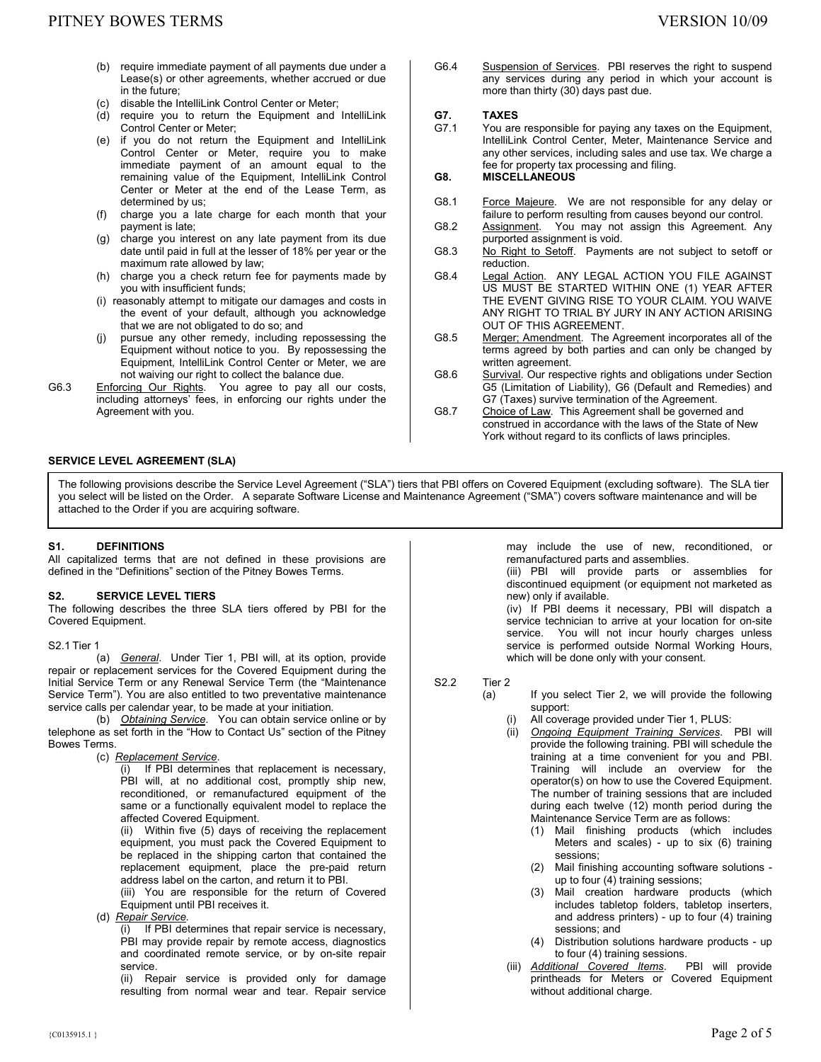(b) require immediate payment of all payments due under a Lease(s) or other agreements, whether accrued or due in the future;

(c) disable the IntelliLink Control Center or Meter;

(d) require you to return the Equipment and IntelliLink Control Center or Meter;

(e) if you do not return the Equipment and IntelliLink Control Center or Meter, require you to make immediate payment of an amount equal to the remaining value of the Equipment, IntelliLink Control Center or Meter at the end of the Lease Term, as determined by us;

(f) charge you a late charge for each month that your payment is late;

(g) charge you interest on any late payment from its due date until paid in full at the lesser of 18% per year or the maximum rate allowed by law;

(h) charge you a check return fee for payments made by you with insufficient funds;

(i) reasonably attempt to mitigate our damages and costs in the event of your default, although you acknowledge that we are not obligated to do so; and

(j) pursue any other remedy, including repossessing the Equipment without notice to you. By repossessing the Equipment, IntelliLink Control Center or Meter, we are not waiving our right to collect the balance due.

G6.3 Enforcing Our Rights. You agree to pay all our costs, including attorneys' fees, in enforcing our rights under the Agreement with you.

G6.4 Suspension of Services. PBI reserves the right to suspend any services during any period in which your account is more than thirty (30) days past due.

**G7. TAXES**

G7.1 You are responsible for paying any taxes on the Equipment, IntelliLink Control Center, Meter, Maintenance Service and any other services, including sales and use tax. We charge a fee for property tax processing and filing.

**G8. MISCELLANEOUS**

G8.1 Force Majeure. We are not responsible for any delay or failure to perform resulting from causes beyond our control.

G8.2 Assignment. You may not assign this Agreement. Any purported assignment is void.

G8.3 No Right to Setoff. Payments are not subject to setoff or reduction.

G8.4 Legal Action. ANY LEGAL ACTION YOU FILE AGAINST US MUST BE STARTED WITHIN ONE (1) YEAR AFTER THE EVENT GIVING RISE TO YOUR CLAIM. YOU WAIVE ANY RIGHT TO TRIAL BY JURY IN ANY ACTION ARISING OUT OF THIS AGREEMENT.

G8.5 Merger; Amendment. The Agreement incorporates all of the terms agreed by both parties and can only be changed by written agreement.

G8.6 Survival. Our respective rights and obligations under Section G5 (Limitation of Liability), G6 (Default and Remedies) and G7 (Taxes) survive termination of the Agreement.

G8.7 Choice of Law. This Agreement shall be governed and construed in accordance with the laws of the State of New York without regard to its conflicts of laws principles.

## SERVICE LEVEL AGREEMENT (SLA)

The following provisions describe the Service Level Agreement ("SLA") tiers that PBI offers on Covered Equipment (excluding software). The SLA tier you select will be listed on the Order. A separate Software License and Maintenance Agreement ("SMA") covers software maintenance and will be attached to the Order if you are acquiring software.

**S1. DEFINITIONS**

All capitalized terms that are not defined in these provisions are defined in the "Definitions" section of the Pitney Bowes Terms.

**S2. SERVICE LEVEL TIERS**

The following describes the three SLA tiers offered by PBI for the Covered Equipment.

S2.1 Tier 1

(a) *General*. Under Tier 1, PBI will, at its option, provide repair or replacement services for the Covered Equipment during the Initial Service Term or any Renewal Service Term (the "Maintenance Service Term"). You are also entitled to two preventative maintenance service calls per calendar year, to be made at your initiation.

(b) *Obtaining Service*. You can obtain service online or by telephone as set forth in the "How to Contact Us" section of the Pitney Bowes Terms.

(c) *Replacement Service*.

(i) If PBI determines that replacement is necessary, PBI will, at no additional cost, promptly ship new, reconditioned, or remanufactured equipment of the same or a functionally equivalent model to replace the affected Covered Equipment.

(ii) Within five (5) days of receiving the replacement equipment, you must pack the Covered Equipment to be replaced in the shipping carton that contained the replacement equipment, place the pre-paid return address label on the carton, and return it to PBI.

(iii) You are responsible for the return of Covered Equipment until PBI receives it.

(d) *Repair Service*.

(i) If PBI determines that repair service is necessary, PBI may provide repair by remote access, diagnostics and coordinated remote service, or by on-site repair service.

(ii) Repair service is provided only for damage resulting from normal wear and tear. Repair service may include the use of new, reconditioned, or remanufactured parts and assemblies.

(iii) PBI will provide parts or assemblies for discontinued equipment (or equipment not marketed as new) only if available.

(iv) If PBI deems it necessary, PBI will dispatch a service technician to arrive at your location for on-site service. You will not incur hourly charges unless service is performed outside Normal Working Hours, which will be done only with your consent.

S2.2 Tier 2

(a) If you select Tier 2, we will provide the following support:

(i) All coverage provided under Tier 1, PLUS:

(ii) *Ongoing Equipment Training Services*. PBI will provide the following training. PBI will schedule the training at a time convenient for you and PBI. Training will include an overview for the operator(s) on how to use the Covered Equipment. The number of training sessions that are included during each twelve (12) month period during the Maintenance Service Term are as follows:

(1) Mail finishing products (which includes Meters and scales) - up to six (6) training sessions;

(2) Mail finishing accounting software solutions - up to four (4) training sessions;

(3) Mail creation hardware products (which includes tabletop folders, tabletop inserters, and address printers) - up to four (4) training sessions; and

(4) Distribution solutions hardware products - up to four (4) training sessions.

(iii) *Additional Covered Items*. PBI will provide printheads for Meters or Covered Equipment without additional charge.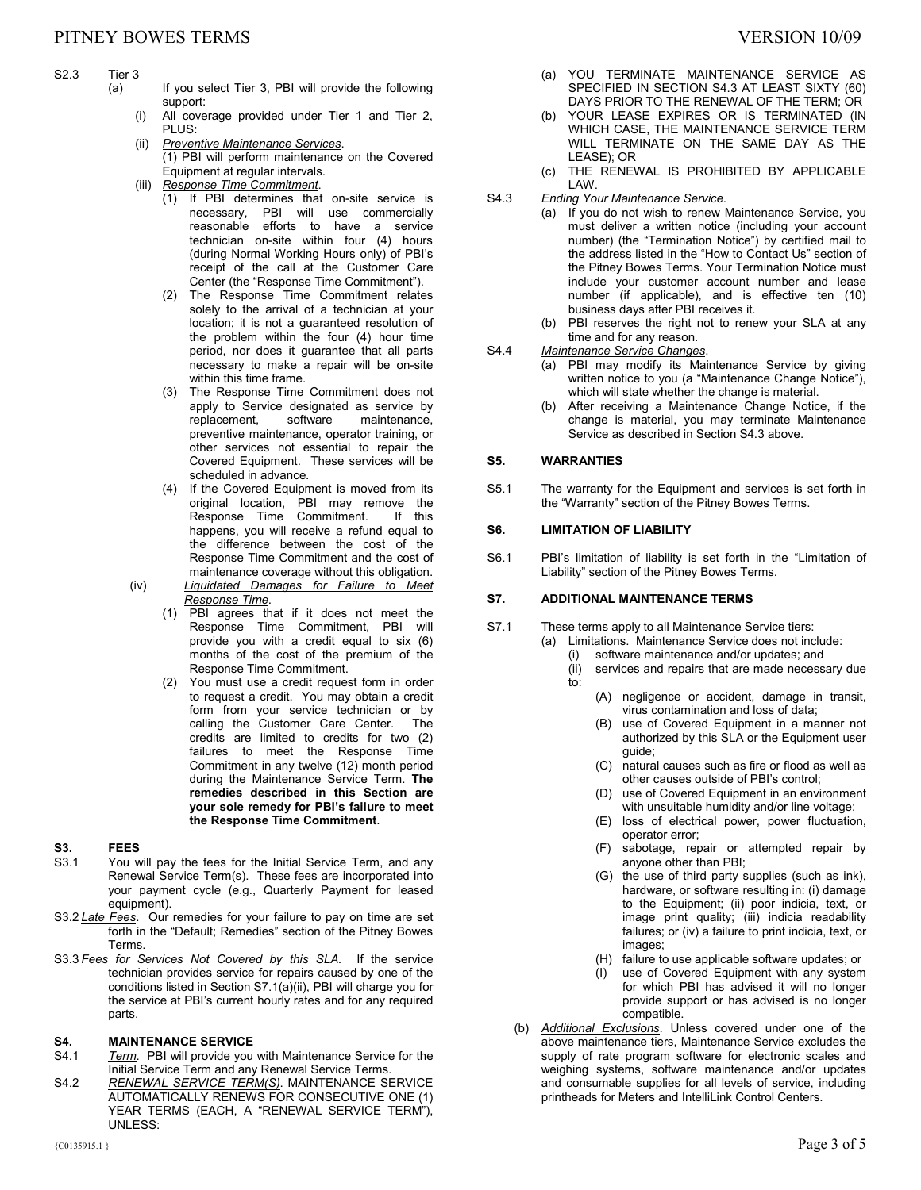S2.3 Tier 3

(a) If you select Tier 3, PBI will provide the following support:

(i) All coverage provided under Tier 1 and Tier 2, PLUS:

(ii) *Preventive Maintenance Services*.
(1) PBI will perform maintenance on the Covered Equipment at regular intervals.

(iii) *Response Time Commitment*.

(1) If PBI determines that on-site service is necessary, PBI will use commercially reasonable efforts to have a service technician on-site within four (4) hours (during Normal Working Hours only) of PBI's receipt of the call at the Customer Care Center (the "Response Time Commitment").

(2) The Response Time Commitment relates solely to the arrival of a technician at your location; it is not a guaranteed resolution of the problem within the four (4) hour time period, nor does it guarantee that all parts necessary to make a repair will be on-site within this time frame.

(3) The Response Time Commitment does not apply to Service designated as service by replacement, software maintenance, preventive maintenance, operator training, or other services not essential to repair the Covered Equipment. These services will be scheduled in advance.

(4) If the Covered Equipment is moved from its original location, PBI may remove the Response Time Commitment. If this happens, you will receive a refund equal to the difference between the cost of the Response Time Commitment and the cost of maintenance coverage without this obligation.

(iv) *Liquidated Damages for Failure to Meet Response Time*.

(1) PBI agrees that if it does not meet the Response Time Commitment, PBI will provide you with a credit equal to six (6) months of the cost of the premium of the Response Time Commitment.

(2) You must use a credit request form in order to request a credit. You may obtain a credit form from your service technician or by calling the Customer Care Center. The credits are limited to credits for two (2) failures to meet the Response Time Commitment in any twelve (12) month period during the Maintenance Service Term. **The remedies described in this Section are your sole remedy for PBI's failure to meet the Response Time Commitment**.

## S3. FEES

S3.1 You will pay the fees for the Initial Service Term, and any Renewal Service Term(s). These fees are incorporated into your payment cycle (e.g., Quarterly Payment for leased equipment).

S3.2 *Late Fees*. Our remedies for your failure to pay on time are set forth in the "Default; Remedies" section of the Pitney Bowes Terms.

S3.3 *Fees for Services Not Covered by this SLA*. If the service technician provides service for repairs caused by one of the conditions listed in Section S7.1(a)(ii), PBI will charge you for the service at PBI's current hourly rates and for any required parts.

## S4. MAINTENANCE SERVICE

S4.1 *Term*. PBI will provide you with Maintenance Service for the Initial Service Term and any Renewal Service Terms.

S4.2 *RENEWAL SERVICE TERM(S)*. MAINTENANCE SERVICE AUTOMATICALLY RENEWS FOR CONSECUTIVE ONE (1) YEAR TERMS (EACH, A "RENEWAL SERVICE TERM"), UNLESS:

(a) YOU TERMINATE MAINTENANCE SERVICE AS SPECIFIED IN SECTION S4.3 AT LEAST SIXTY (60) DAYS PRIOR TO THE RENEWAL OF THE TERM; OR

(b) YOUR LEASE EXPIRES OR IS TERMINATED (IN WHICH CASE, THE MAINTENANCE SERVICE TERM WILL TERMINATE ON THE SAME DAY AS THE LEASE); OR

(c) THE RENEWAL IS PROHIBITED BY APPLICABLE LAW.

S4.3 *Ending Your Maintenance Service*.

(a) If you do not wish to renew Maintenance Service, you must deliver a written notice (including your account number) (the "Termination Notice") by certified mail to the address listed in the "How to Contact Us" section of the Pitney Bowes Terms. Your Termination Notice must include your customer account number and lease number (if applicable), and is effective ten (10) business days after PBI receives it.

(b) PBI reserves the right not to renew your SLA at any time and for any reason.

S4.4 *Maintenance Service Changes*.

(a) PBI may modify its Maintenance Service by giving written notice to you (a "Maintenance Change Notice"), which will state whether the change is material.

(b) After receiving a Maintenance Change Notice, if the change is material, you may terminate Maintenance Service as described in Section S4.3 above.

## S5. WARRANTIES

S5.1 The warranty for the Equipment and services is set forth in the "Warranty" section of the Pitney Bowes Terms.

## S6. LIMITATION OF LIABILITY

S6.1 PBI's limitation of liability is set forth in the "Limitation of Liability" section of the Pitney Bowes Terms.

## S7. ADDITIONAL MAINTENANCE TERMS

S7.1 These terms apply to all Maintenance Service tiers:

(a) Limitations. Maintenance Service does not include:

(i) software maintenance and/or updates; and

(ii) services and repairs that are made necessary due to:

(A) negligence or accident, damage in transit, virus contamination and loss of data;

(B) use of Covered Equipment in a manner not authorized by this SLA or the Equipment user guide;

(C) natural causes such as fire or flood as well as other causes outside of PBI's control;

(D) use of Covered Equipment in an environment with unsuitable humidity and/or line voltage;

(E) loss of electrical power, power fluctuation, operator error;

(F) sabotage, repair or attempted repair by anyone other than PBI;

(G) the use of third party supplies (such as ink), hardware, or software resulting in: (i) damage to the Equipment; (ii) poor indicia, text, or image print quality; (iii) indicia readability failures; or (iv) a failure to print indicia, text, or images;

(H) failure to use applicable software updates; or

(I) use of Covered Equipment with any system for which PBI has advised it will no longer provide support or has advised is no longer compatible.

(b) *Additional Exclusions*. Unless covered under one of the above maintenance tiers, Maintenance Service excludes the supply of rate program software for electronic scales and weighing systems, software maintenance and/or updates and consumable supplies for all levels of service, including printheads for Meters and IntelliLink Control Centers.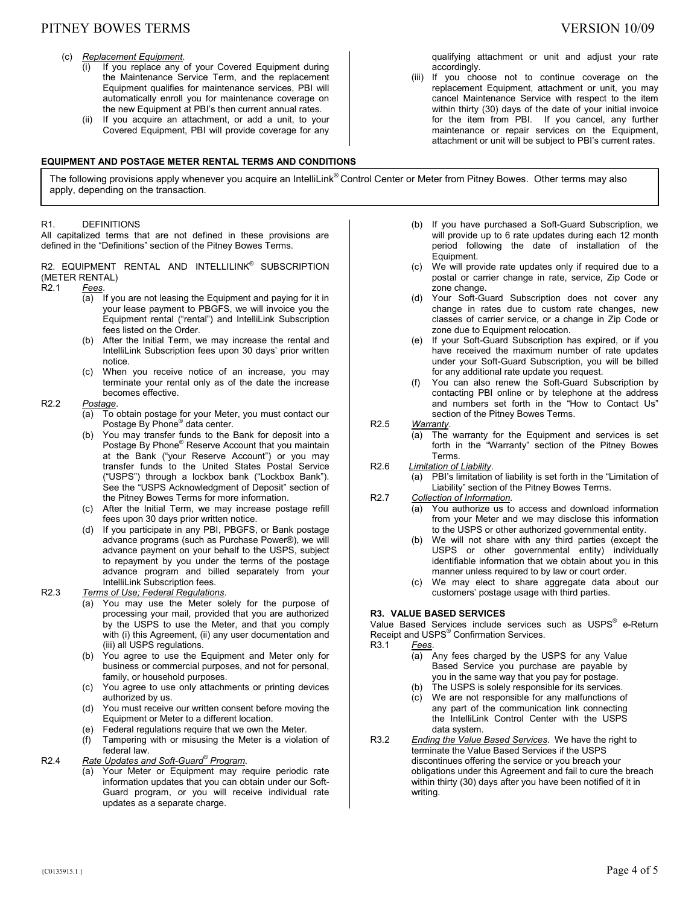(c) *Replacement Equipment*.

(i) If you replace any of your Covered Equipment during the Maintenance Service Term, and the replacement Equipment qualifies for maintenance services, PBI will automatically enroll you for maintenance coverage on the new Equipment at PBI's then current annual rates.

(ii) If you acquire an attachment, or add a unit, to your Covered Equipment, PBI will provide coverage for any qualifying attachment or unit and adjust your rate accordingly.

(iii) If you choose not to continue coverage on the replacement Equipment, attachment or unit, you may cancel Maintenance Service with respect to the item within thirty (30) days of the date of your initial invoice for the item from PBI. If you cancel, any further maintenance or repair services on the Equipment, attachment or unit will be subject to PBI's current rates.

## EQUIPMENT AND POSTAGE METER RENTAL TERMS AND CONDITIONS

The following provisions apply whenever you acquire an IntelliLink® Control Center or Meter from Pitney Bowes. Other terms may also apply, depending on the transaction.

### R1. DEFINITIONS

All capitalized terms that are not defined in these provisions are defined in the "Definitions" section of the Pitney Bowes Terms.

### R2. EQUIPMENT RENTAL AND INTELLILINK® SUBSCRIPTION (METER RENTAL)

R2.1 *Fees*.

(a) If you are not leasing the Equipment and paying for it in your lease payment to PBGFS, we will invoice you the Equipment rental ("rental") and IntelliLink Subscription fees listed on the Order.

(b) After the Initial Term, we may increase the rental and IntelliLink Subscription fees upon 30 days' prior written notice.

(c) When you receive notice of an increase, you may terminate your rental only as of the date the increase becomes effective.

R2.2 *Postage*.

(a) To obtain postage for your Meter, you must contact our Postage By Phone® data center.

(b) You may transfer funds to the Bank for deposit into a Postage By Phone® Reserve Account that you maintain at the Bank ("your Reserve Account") or you may transfer funds to the United States Postal Service ("USPS") through a lockbox bank ("Lockbox Bank"). See the "USPS Acknowledgment of Deposit" section of the Pitney Bowes Terms for more information.

(c) After the Initial Term, we may increase postage refill fees upon 30 days prior written notice.

(d) If you participate in any PBI, PBGFS, or Bank postage advance programs (such as Purchase Power®), we will advance payment on your behalf to the USPS, subject to repayment by you under the terms of the postage advance program and billed separately from your IntelliLink Subscription fees.

R2.3 *Terms of Use; Federal Regulations*.

(a) You may use the Meter solely for the purpose of processing your mail, provided that you are authorized by the USPS to use the Meter, and that you comply with (i) this Agreement, (ii) any user documentation and (iii) all USPS regulations.

(b) You agree to use the Equipment and Meter only for business or commercial purposes, and not for personal, family, or household purposes.

(c) You agree to use only attachments or printing devices authorized by us.

(d) You must receive our written consent before moving the Equipment or Meter to a different location.

(e) Federal regulations require that we own the Meter.

(f) Tampering with or misusing the Meter is a violation of federal law.

R2.4 *Rate Updates and Soft-Guard® Program*.

(a) Your Meter or Equipment may require periodic rate information updates that you can obtain under our Soft-Guard program, or you will receive individual rate updates as a separate charge.

(b) If you have purchased a Soft-Guard Subscription, we will provide up to 6 rate updates during each 12 month period following the date of installation of the Equipment.

(c) We will provide rate updates only if required due to a postal or carrier change in rate, service, Zip Code or zone change.

(d) Your Soft-Guard Subscription does not cover any change in rates due to custom rate changes, new classes of carrier service, or a change in Zip Code or zone due to Equipment relocation.

(e) If your Soft-Guard Subscription has expired, or if you have received the maximum number of rate updates under your Soft-Guard Subscription, you will be billed for any additional rate update you request.

(f) You can also renew the Soft-Guard Subscription by contacting PBI online or by telephone at the address and numbers set forth in the "How to Contact Us" section of the Pitney Bowes Terms.

R2.5 *Warranty*.

(a) The warranty for the Equipment and services is set forth in the "Warranty" section of the Pitney Bowes Terms.

R2.6 *Limitation of Liability*.

(a) PBI's limitation of liability is set forth in the "Limitation of Liability" section of the Pitney Bowes Terms.

R2.7 *Collection of Information*.

(a) You authorize us to access and download information from your Meter and we may disclose this information to the USPS or other authorized governmental entity.

(b) We will not share with any third parties (except the USPS or other governmental entity) individually identifiable information that we obtain about you in this manner unless required to by law or court order.

(c) We may elect to share aggregate data about our customers' postage usage with third parties.

### R3. VALUE BASED SERVICES

Value Based Services include services such as USPS® e-Return Receipt and USPS® Confirmation Services.

R3.1 *Fees*.

(a) Any fees charged by the USPS for any Value Based Service you purchase are payable by you in the same way that you pay for postage.

(b) The USPS is solely responsible for its services.

(c) We are not responsible for any malfunctions of any part of the communication link connecting the IntelliLink Control Center with the USPS data system.

R3.2 *Ending the Value Based Services*. We have the right to terminate the Value Based Services if the USPS discontinues offering the service or you breach your obligations under this Agreement and fail to cure the breach within thirty (30) days after you have been notified of it in writing.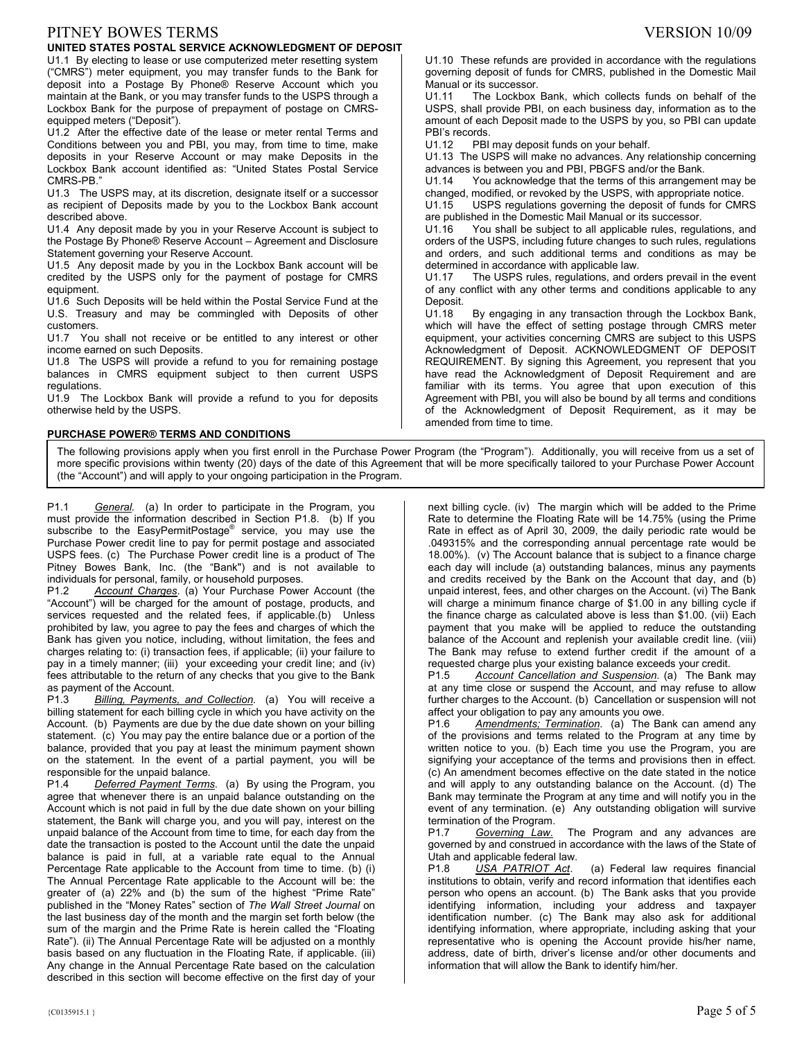## UNITED STATES POSTAL SERVICE ACKNOWLEDGMENT OF DEPOSIT

U1.1 By electing to lease or use computerized meter resetting system ("CMRS") meter equipment, you may transfer funds to the Bank for deposit into a Postage By Phone® Reserve Account which you maintain at the Bank, or you may transfer funds to the USPS through a Lockbox Bank for the purpose of prepayment of postage on CMRS-equipped meters ("Deposit").

U1.2 After the effective date of the lease or meter rental Terms and Conditions between you and PBI, you may, from time to time, make deposits in your Reserve Account or may make Deposits in the Lockbox Bank account identified as: "United States Postal Service CMRS-PB."

U1.3 The USPS may, at its discretion, designate itself or a successor as recipient of Deposits made by you to the Lockbox Bank account described above.

U1.4 Any deposit made by you in your Reserve Account is subject to the Postage By Phone® Reserve Account – Agreement and Disclosure Statement governing your Reserve Account.

U1.5 Any deposit made by you in the Lockbox Bank account will be credited by the USPS only for the payment of postage for CMRS equipment.

U1.6 Such Deposits will be held within the Postal Service Fund at the U.S. Treasury and may be commingled with Deposits of other customers.

U1.7 You shall not receive or be entitled to any interest or other income earned on such Deposits.

U1.8 The USPS will provide a refund to you for remaining postage balances in CMRS equipment subject to then current USPS regulations.

U1.9 The Lockbox Bank will provide a refund to you for deposits otherwise held by the USPS.

U1.10 These refunds are provided in accordance with the regulations governing deposit of funds for CMRS, published in the Domestic Mail Manual or its successor.

U1.11 The Lockbox Bank, which collects funds on behalf of the USPS, shall provide PBI, on each business day, information as to the amount of each Deposit made to the USPS by you, so PBI can update PBI's records.

U1.12 PBI may deposit funds on your behalf.

U1.13 The USPS will make no advances. Any relationship concerning advances is between you and PBI, PBGFS and/or the Bank.

U1.14 You acknowledge that the terms of this arrangement may be changed, modified, or revoked by the USPS, with appropriate notice.

U1.15 USPS regulations governing the deposit of funds for CMRS are published in the Domestic Mail Manual or its successor.

U1.16 You shall be subject to all applicable rules, regulations, and orders of the USPS, including future changes to such rules, regulations and orders, and such additional terms and conditions as may be determined in accordance with applicable law.

U1.17 The USPS rules, regulations, and orders prevail in the event of any conflict with any other terms and conditions applicable to any Deposit.

U1.18 By engaging in any transaction through the Lockbox Bank, which will have the effect of setting postage through CMRS meter equipment, your activities concerning CMRS are subject to this USPS Acknowledgment of Deposit. ACKNOWLEDGMENT OF DEPOSIT REQUIREMENT. By signing this Agreement, you represent that you have read the Acknowledgment of Deposit Requirement and are familiar with its terms. You agree that upon execution of this Agreement with PBI, you will also be bound by all terms and conditions of the Acknowledgment of Deposit Requirement, as it may be amended from time to time.

## PURCHASE POWER® TERMS AND CONDITIONS

The following provisions apply when you first enroll in the Purchase Power Program (the "Program"). Additionally, you will receive from us a set of more specific provisions within twenty (20) days of the date of this Agreement that will be more specifically tailored to your Purchase Power Account (the "Account") and will apply to your ongoing participation in the Program.

P1.1 *General*. (a) In order to participate in the Program, you must provide the information described in Section P1.8. (b) If you subscribe to the EasyPermitPostage® service, you may use the Purchase Power credit line to pay for permit postage and associated USPS fees. (c) The Purchase Power credit line is a product of The Pitney Bowes Bank, Inc. (the "Bank") and is not available to individuals for personal, family, or household purposes.

P1.2 *Account Charges*. (a) Your Purchase Power Account (the "Account") will be charged for the amount of postage, products, and services requested and the related fees, if applicable.(b) Unless prohibited by law, you agree to pay the fees and charges of which the Bank has given you notice, including, without limitation, the fees and charges relating to: (i) transaction fees, if applicable; (ii) your failure to pay in a timely manner; (iii) your exceeding your credit line; and (iv) fees attributable to the return of any checks that you give to the Bank as payment of the Account.

P1.3 *Billing, Payments, and Collection*. (a) You will receive a billing statement for each billing cycle in which you have activity on the Account. (b) Payments are due by the due date shown on your billing statement. (c) You may pay the entire balance due or a portion of the balance, provided that you pay at least the minimum payment shown on the statement. In the event of a partial payment, you will be responsible for the unpaid balance.

P1.4 *Deferred Payment Terms*. (a) By using the Program, you agree that whenever there is an unpaid balance outstanding on the Account which is not paid in full by the due date shown on your billing statement, the Bank will charge you, and you will pay, interest on the unpaid balance of the Account from time to time, for each day from the date the transaction is posted to the Account until the date the unpaid balance is paid in full, at a variable rate equal to the Annual Percentage Rate applicable to the Account from time to time. (b) (i) The Annual Percentage Rate applicable to the Account will be: the greater of (a) 22% and (b) the sum of the highest "Prime Rate" published in the "Money Rates" section of *The Wall Street Journal* on the last business day of the month and the margin set forth below (the sum of the margin and the Prime Rate is herein called the "Floating Rate"). (ii) The Annual Percentage Rate will be adjusted on a monthly basis based on any fluctuation in the Floating Rate, if applicable. (iii) Any change in the Annual Percentage Rate based on the calculation described in this section will become effective on the first day of your next billing cycle. (iv) The margin which will be added to the Prime Rate to determine the Floating Rate will be 14.75% (using the Prime Rate in effect as of April 30, 2009, the daily periodic rate would be .049315% and the corresponding annual percentage rate would be 18.00%). (v) The Account balance that is subject to a finance charge each day will include (a) outstanding balances, minus any payments and credits received by the Bank on the Account that day, and (b) unpaid interest, fees, and other charges on the Account. (vi) The Bank will charge a minimum finance charge of $1.00 in any billing cycle if the finance charge as calculated above is less than $1.00. (vii) Each payment that you make will be applied to reduce the outstanding balance of the Account and replenish your available credit line. (viii) The Bank may refuse to extend further credit if the amount of a requested charge plus your existing balance exceeds your credit.

P1.5 *Account Cancellation and Suspension*. (a) The Bank may at any time close or suspend the Account, and may refuse to allow further charges to the Account. (b) Cancellation or suspension will not affect your obligation to pay any amounts you owe.

P1.6 *Amendments; Termination*. (a) The Bank can amend any of the provisions and terms related to the Program at any time by written notice to you. (b) Each time you use the Program, you are signifying your acceptance of the terms and provisions then in effect. (c) An amendment becomes effective on the date stated in the notice and will apply to any outstanding balance on the Account. (d) The Bank may terminate the Program at any time and will notify you in the event of any termination. (e) Any outstanding obligation will survive termination of the Program.

P1.7 *Governing Law*. The Program and any advances are governed by and construed in accordance with the laws of the State of Utah and applicable federal law.

P1.8 *USA PATRIOT Act*. (a) Federal law requires financial institutions to obtain, verify and record information that identifies each person who opens an account. (b) The Bank asks that you provide identifying information, including your address and taxpayer identification number. (c) The Bank may also ask for additional identifying information, where appropriate, including asking that your representative who is opening the Account provide his/her name, address, date of birth, driver's license and/or other documents and information that will allow the Bank to identify him/her.